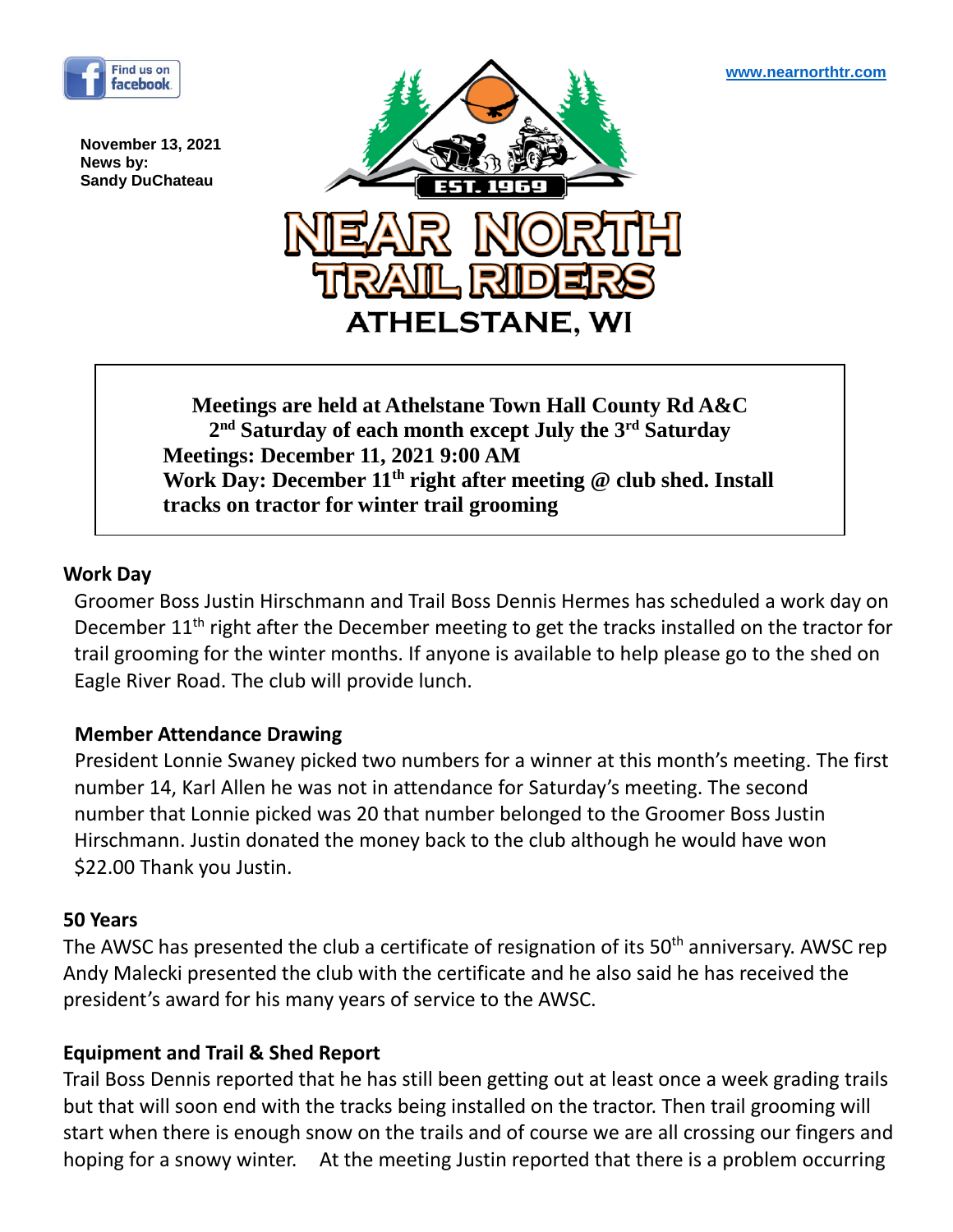Find us on facebook

www.nearnorthtr.com

**November 13, 2021**
**News by:**
**Sandy DuChateau**

EST. 1969

# NEAR NORTH TRAIL RIDERS

## ATHELSTANE, WI

**Meetings are held at Athelstane Town Hall County Rd A&C**
**2nd Saturday of each month except July the 3rd Saturday**
**Meetings: December 11, 2021 9:00 AM**
**Work Day: December 11th right after meeting @ club shed. Install tracks on tractor for winter trail grooming**

### Work Day

Groomer Boss Justin Hirschmann and Trail Boss Dennis Hermes has scheduled a work day on December 11th right after the December meeting to get the tracks installed on the tractor for trail grooming for the winter months. If anyone is available to help please go to the shed on Eagle River Road. The club will provide lunch.

### Member Attendance Drawing

President Lonnie Swaney picked two numbers for a winner at this month's meeting. The first number 14, Karl Allen he was not in attendance for Saturday's meeting. The second number that Lonnie picked was 20 that number belonged to the Groomer Boss Justin Hirschmann. Justin donated the money back to the club although he would have won $22.00 Thank you Justin.

### 50 Years

The AWSC has presented the club a certificate of resignation of its 50th anniversary. AWSC rep Andy Malecki presented the club with the certificate and he also said he has received the president's award for his many years of service to the AWSC.

### Equipment and Trail & Shed Report

Trail Boss Dennis reported that he has still been getting out at least once a week grading trails but that will soon end with the tracks being installed on the tractor. Then trail grooming will start when there is enough snow on the trails and of course we are all crossing our fingers and hoping for a snowy winter. At the meeting Justin reported that there is a problem occurring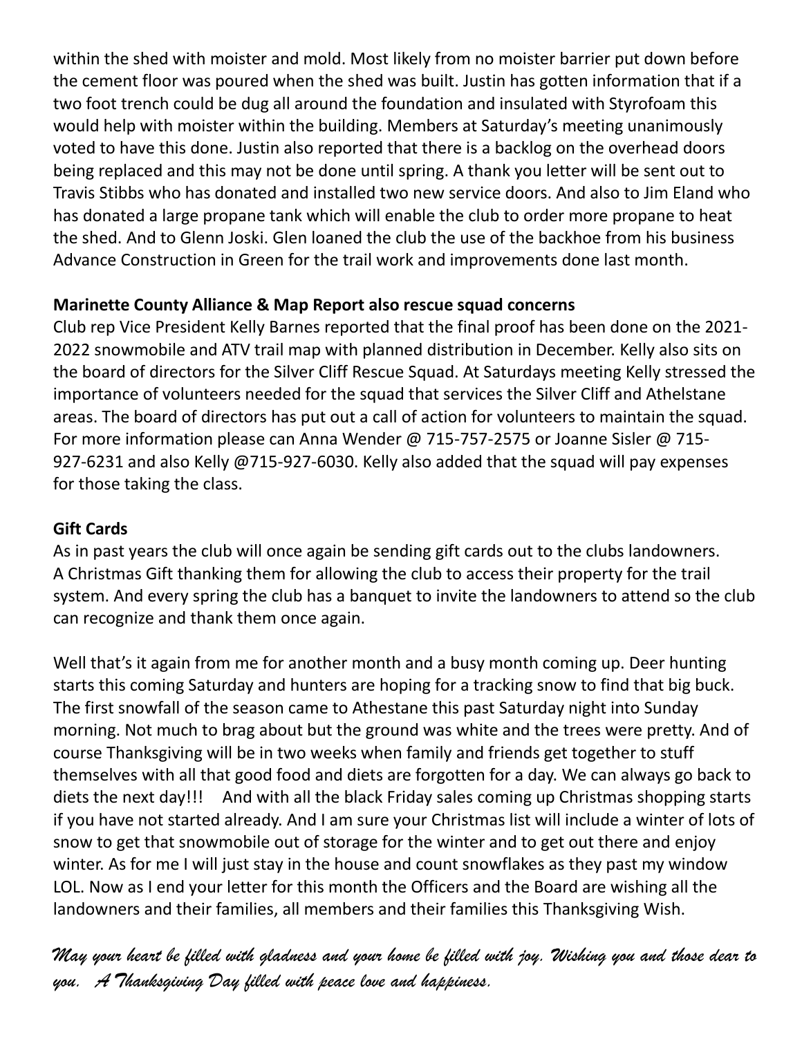within the shed with moister and mold. Most likely from no moister barrier put down before the cement floor was poured when the shed was built. Justin has gotten information that if a two foot trench could be dug all around the foundation and insulated with Styrofoam this would help with moister within the building. Members at Saturday's meeting unanimously voted to have this done. Justin also reported that there is a backlog on the overhead doors being replaced and this may not be done until spring. A thank you letter will be sent out to Travis Stibbs who has donated and installed two new service doors. And also to Jim Eland who has donated a large propane tank which will enable the club to order more propane to heat the shed. And to Glenn Joski. Glen loaned the club the use of the backhoe from his business Advance Construction in Green for the trail work and improvements done last month.

**Marinette County Alliance & Map Report also rescue squad concerns**

Club rep Vice President Kelly Barnes reported that the final proof has been done on the 2021-2022 snowmobile and ATV trail map with planned distribution in December. Kelly also sits on the board of directors for the Silver Cliff Rescue Squad. At Saturdays meeting Kelly stressed the importance of volunteers needed for the squad that services the Silver Cliff and Athelstane areas. The board of directors has put out a call of action for volunteers to maintain the squad. For more information please can Anna Wender @ 715-757-2575 or Joanne Sisler @ 715-927-6231 and also Kelly @715-927-6030. Kelly also added that the squad will pay expenses for those taking the class.

**Gift Cards**

As in past years the club will once again be sending gift cards out to the clubs landowners. A Christmas Gift thanking them for allowing the club to access their property for the trail system. And every spring the club has a banquet to invite the landowners to attend so the club can recognize and thank them once again.

Well that's it again from me for another month and a busy month coming up. Deer hunting starts this coming Saturday and hunters are hoping for a tracking snow to find that big buck. The first snowfall of the season came to Athestane this past Saturday night into Sunday morning. Not much to brag about but the ground was white and the trees were pretty. And of course Thanksgiving will be in two weeks when family and friends get together to stuff themselves with all that good food and diets are forgotten for a day. We can always go back to diets the next day!!! And with all the black Friday sales coming up Christmas shopping starts if you have not started already. And I am sure your Christmas list will include a winter of lots of snow to get that snowmobile out of storage for the winter and to get out there and enjoy winter. As for me I will just stay in the house and count snowflakes as they past my window LOL. Now as I end your letter for this month the Officers and the Board are wishing all the landowners and their families, all members and their families this Thanksgiving Wish.

*May your heart be filled with gladness and your home be filled with joy. Wishing you and those dear to you. A Thanksgiving Day filled with peace love and happiness.*